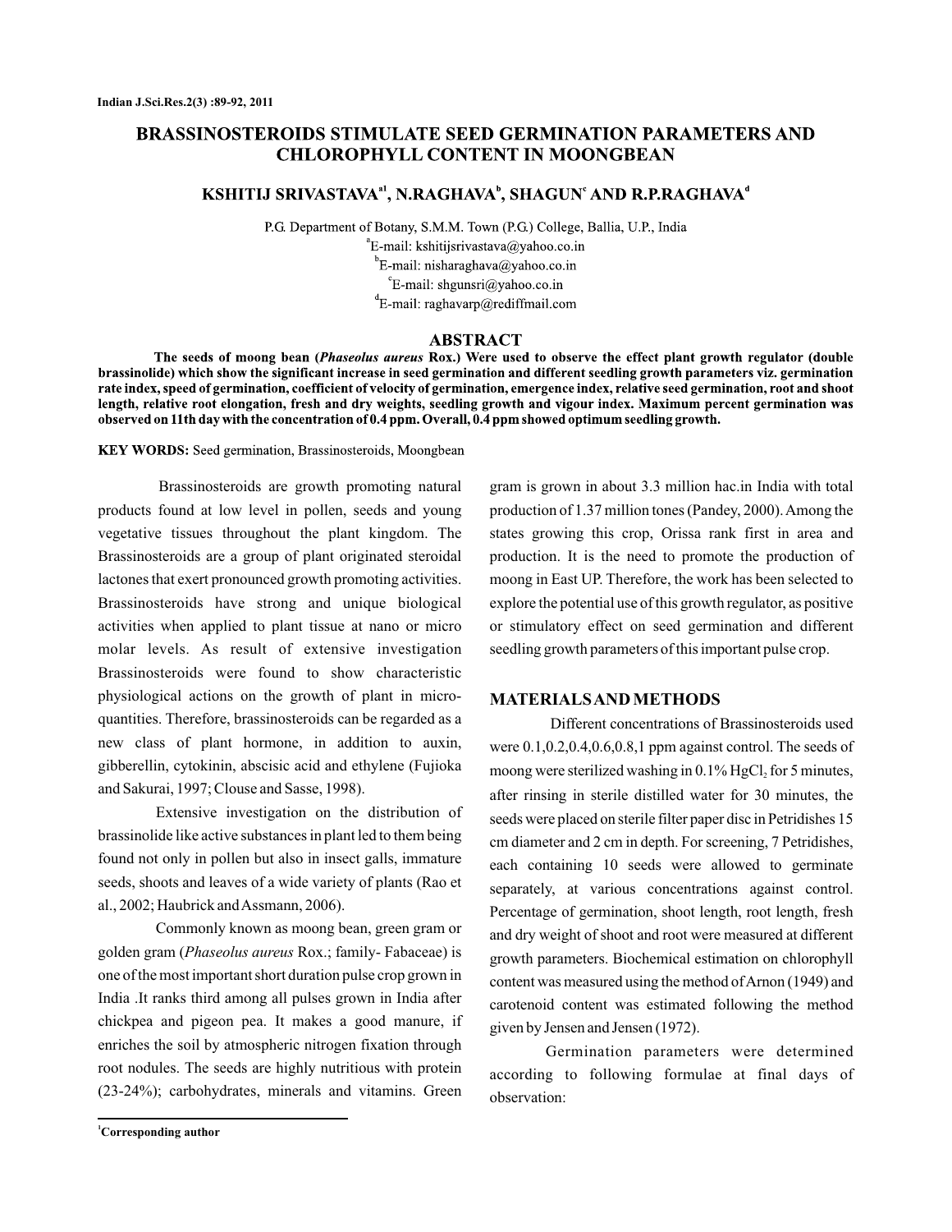# BRASSINOSTEROIDS STIMULATE SEED GERMINATION PARAMETERS AND CHLOROPHYLL CONTENT IN MOONGBEAN

**KSHITIJ SRIVASTAVA[a1], N.RAGHAVA[b], SHAGUN[c] AND R.P.RAGHAVA[d]**

P.G. Department of Botany, S.M.M. Town (P.G.) College, Ballia, U.P., India

[a]E-mail: kshitijsrivastava@yahoo.co.in

[b]E-mail: nisharaghava@yahoo.co.in

[c]E-mail: shgunsri@yahoo.co.in

[d]E-mail: raghavarp@rediffmail.com

## ABSTRACT

**The seeds of moong bean (*Phaseolus aureus* Rox.) Were used to observe the effect plant growth regulator (double brassinolide) which show the significant increase in seed germination and different seedling growth parameters viz. germination rate index, speed of germination, coefficient of velocity of germination, emergence index, relative seed germination, root and shoot length, relative root elongation, fresh and dry weights, seedling growth and vigour index. Maximum percent germination was observed on 11th day with the concentration of 0.4 ppm. Overall, 0.4 ppm showed optimum seedling growth.**

**KEY WORDS:** Seed germination, Brassinosteroids, Moongbean

Brassinosteroids are growth promoting natural products found at low level in pollen, seeds and young vegetative tissues throughout the plant kingdom. The Brassinosteroids are a group of plant originated steroidal lactones that exert pronounced growth promoting activities. Brassinosteroids have strong and unique biological activities when applied to plant tissue at nano or micro molar levels. As result of extensive investigation Brassinosteroids were found to show characteristic physiological actions on the growth of plant in micro-quantities. Therefore, brassinosteroids can be regarded as a new class of plant hormone, in addition to auxin, gibberellin, cytokinin, abscisic acid and ethylene (Fujioka and Sakurai, 1997; Clouse and Sasse, 1998).

Extensive investigation on the distribution of brassinolide like active substances in plant led to them being found not only in pollen but also in insect galls, immature seeds, shoots and leaves of a wide variety of plants (Rao et al., 2002; Haubrick and Assmann, 2006).

Commonly known as moong bean, green gram or golden gram (*Phaseolus aureus* Rox.; family- Fabaceae) is one of the most important short duration pulse crop grown in India .It ranks third among all pulses grown in India after chickpea and pigeon pea. It makes a good manure, if enriches the soil by atmospheric nitrogen fixation through root nodules. The seeds are highly nutritious with protein (23-24%); carbohydrates, minerals and vitamins. Green gram is grown in about 3.3 million hac.in India with total production of 1.37 million tones (Pandey, 2000). Among the states growing this crop, Orissa rank first in area and production. It is the need to promote the production of moong in East UP. Therefore, the work has been selected to explore the potential use of this growth regulator, as positive or stimulatory effect on seed germination and different seedling growth parameters of this important pulse crop.

## MATERIALS AND METHODS

Different concentrations of Brassinosteroids used were 0.1,0.2,0.4,0.6,0.8,1 ppm against control. The seeds of moong were sterilized washing in 0.1% $HgCl_2$ for 5 minutes, after rinsing in sterile distilled water for 30 minutes, the seeds were placed on sterile filter paper disc in Petridishes 15 cm diameter and 2 cm in depth. For screening, 7 Petridishes, each containing 10 seeds were allowed to germinate separately, at various concentrations against control. Percentage of germination, shoot length, root length, fresh and dry weight of shoot and root were measured at different growth parameters. Biochemical estimation on chlorophyll content was measured using the method of Arnon (1949) and carotenoid content was estimated following the method given by Jensen and Jensen (1972).

Germination parameters were determined according to following formulae at final days of observation:

[1]Corresponding author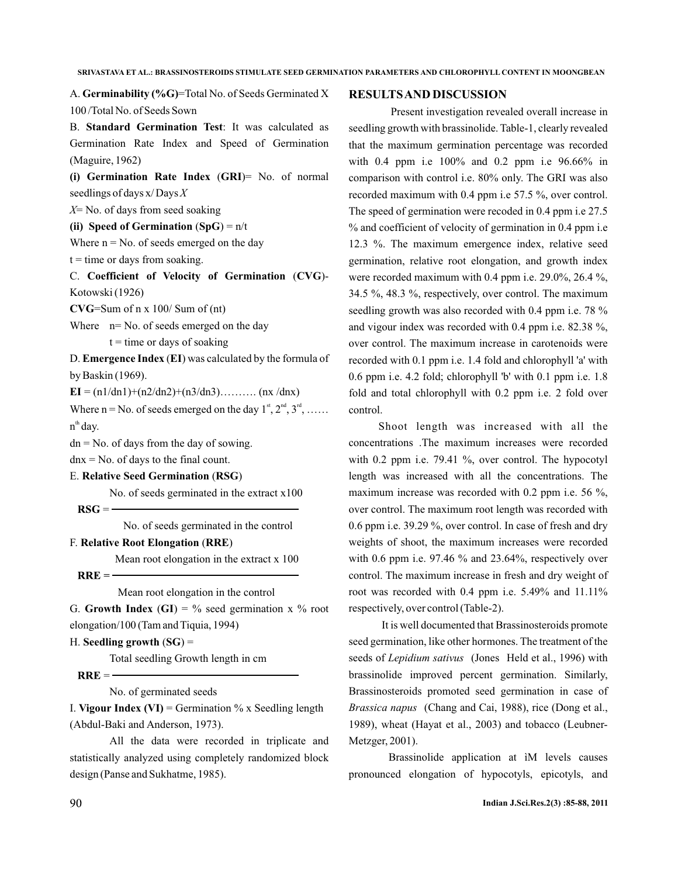A. **Germinability (%G)**=Total No. of Seeds Germinated X 100 /Total No. of Seeds Sown

B. **Standard Germination Test**: It was calculated as Germination Rate Index and Speed of Germination (Maguire, 1962)

**(i) Germination Rate Index** (**GRI**)= No. of normal seedlings of days x/ Days $X$

$X$= No. of days from seed soaking

**(ii) Speed of Germination** (**SpG**) = n/t

Where n = No. of seeds emerged on the day

t = time or days from soaking.

C. **Coefficient of Velocity of Germination** (**CVG**)- Kotowski (1926)

**CVG**=Sum of n x 100/ Sum of (nt)

Where n= No. of seeds emerged on the day

t = time or days of soaking

D. **Emergence Index** (**EI**) was calculated by the formula of by Baskin (1969).

**EI** = (n1/dn1)+(n2/dn2)+(n3/dn3)………. (nx /dnx)

Where n = No. of seeds emerged on the day $1^{st}$, $2^{nd}$, $3^{rd}$, …… $n^{th}$ day.

dn = No. of days from the day of sowing.

dnx = No. of days to the final count.

E. **Relative Seed Germination** (**RSG**)

$$\textbf{RSG} = \frac{\text{No. of seeds germinated in the extract x100}}{\text{No. of seeds germinated in the control}}$$

F. **Relative Root Elongation** (**RRE**)

$$\textbf{RRE} = \frac{\text{Mean root elongation in the extract x 100}}{\text{Mean root elongation in the control}}$$

G. **Growth Index** (**GI**) = % seed germination x % root elongation/100 (Tam and Tiquia, 1994)

H. **Seedling growth** (**SG**) =

$$\textbf{RRE} = \frac{\text{Total seedling Growth length in cm}}{\text{No. of germinated seeds}}$$

I. **Vigour Index (VI)** = Germination % x Seedling length (Abdul-Baki and Anderson, 1973).

All the data were recorded in triplicate and statistically analyzed using completely randomized block design (Panse and Sukhatme, 1985).

## RESULTS AND DISCUSSION

Present investigation revealed overall increase in seedling growth with brassinolide. Table-1, clearly revealed that the maximum germination percentage was recorded with 0.4 ppm i.e 100% and 0.2 ppm i.e 96.66% in comparison with control i.e. 80% only. The GRI was also recorded maximum with 0.4 ppm i.e 57.5 %, over control. The speed of germination were recoded in 0.4 ppm i.e 27.5 % and coefficient of velocity of germination in 0.4 ppm i.e 12.3 %. The maximum emergence index, relative seed germination, relative root elongation, and growth index were recorded maximum with 0.4 ppm i.e. 29.0%, 26.4 %, 34.5 %, 48.3 %, respectively, over control. The maximum seedling growth was also recorded with 0.4 ppm i.e. 78 % and vigour index was recorded with 0.4 ppm i.e. 82.38 %, over control. The maximum increase in carotenoids were recorded with 0.1 ppm i.e. 1.4 fold and chlorophyll 'a' with 0.6 ppm i.e. 4.2 fold; chlorophyll 'b' with 0.1 ppm i.e. 1.8 fold and total chlorophyll with 0.2 ppm i.e. 2 fold over control.

Shoot length was increased with all the concentrations .The maximum increases were recorded with 0.2 ppm i.e. 79.41 %, over control. The hypocotyl length was increased with all the concentrations. The maximum increase was recorded with 0.2 ppm i.e. 56 %, over control. The maximum root length was recorded with 0.6 ppm i.e. 39.29 %, over control. In case of fresh and dry weights of shoot, the maximum increases were recorded with 0.6 ppm i.e. 97.46 % and 23.64%, respectively over control. The maximum increase in fresh and dry weight of root was recorded with 0.4 ppm i.e. 5.49% and 11.11% respectively, over control (Table-2).

It is well documented that Brassinosteroids promote seed germination, like other hormones. The treatment of the seeds of *Lepidium sativus* (Jones Held et al., 1996) with brassinolide improved percent germination. Similarly, Brassinosteroids promoted seed germination in case of *Brassica napus* (Chang and Cai, 1988), rice (Dong et al., 1989), wheat (Hayat et al., 2003) and tobacco (Leubner-Metzger, 2001).

Brassinolide application at ìM levels causes pronounced elongation of hypocotyls, epicotyls, and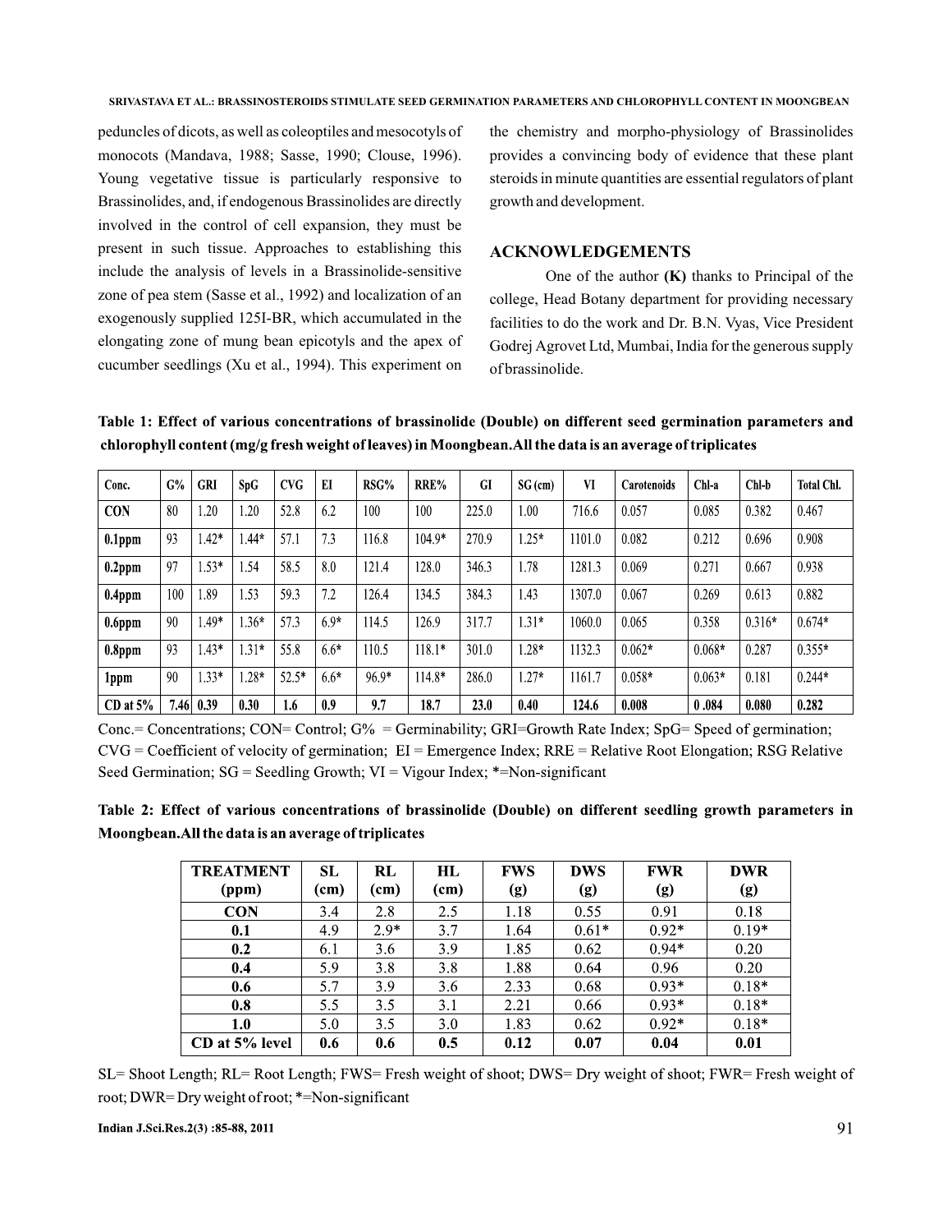peduncles of dicots, as well as coleoptiles and mesocotyls of monocots (Mandava, 1988; Sasse, 1990; Clouse, 1996). Young vegetative tissue is particularly responsive to Brassinolides, and, if endogenous Brassinolides are directly involved in the control of cell expansion, they must be present in such tissue. Approaches to establishing this include the analysis of levels in a Brassinolide-sensitive zone of pea stem (Sasse et al., 1992) and localization of an exogenously supplied 125I-BR, which accumulated in the elongating zone of mung bean epicotyls and the apex of cucumber seedlings (Xu et al., 1994). This experiment on the chemistry and morpho-physiology of Brassinolides provides a convincing body of evidence that these plant steroids in minute quantities are essential regulators of plant growth and development.

## ACKNOWLEDGEMENTS

One of the author **(K)** thanks to Principal of the college, Head Botany department for providing necessary facilities to do the work and Dr. B.N. Vyas, Vice President Godrej Agrovet Ltd, Mumbai, India for the generous supply of brassinolide.

**Table 1: Effect of various concentrations of brassinolide (Double) on different seed germination parameters and chlorophyll content (mg/g fresh weight of leaves) in Moongbean. All the data is an average of triplicates**

| Conc. | G% | GRI | SpG | CVG | EI | RSG% | RRE% | GI | SG (cm) | VI | Carotenoids | Chl-a | Chl-b | Total Chl. |
|---|---|---|---|---|---|---|---|---|---|---|---|---|---|---|
| **CON** | 80 | 1.20 | 1.20 | 52.8 | 6.2 | 100 | 100 | 225.0 | 1.00 | 716.6 | 0.057 | 0.085 | 0.382 | 0.467 |
| **0.1ppm** | 93 | 1.42* | 1.44* | 57.1 | 7.3 | 116.8 | 104.9* | 270.9 | 1.25* | 1101.0 | 0.082 | 0.212 | 0.696 | 0.908 |
| **0.2ppm** | 97 | 1.53* | 1.54 | 58.5 | 8.0 | 121.4 | 128.0 | 346.3 | 1.78 | 1281.3 | 0.069 | 0.271 | 0.667 | 0.938 |
| **0.4ppm** | 100 | 1.89 | 1.53 | 59.3 | 7.2 | 126.4 | 134.5 | 384.3 | 1.43 | 1307.0 | 0.067 | 0.269 | 0.613 | 0.882 |
| **0.6ppm** | 90 | 1.49* | 1.36* | 57.3 | 6.9* | 114.5 | 126.9 | 317.7 | 1.31* | 1060.0 | 0.065 | 0.358 | 0.316* | 0.674* |
| **0.8ppm** | 93 | 1.43* | 1.31* | 55.8 | 6.6* | 110.5 | 118.1* | 301.0 | 1.28* | 1132.3 | 0.062* | 0.068* | 0.287 | 0.355* |
| **1ppm** | 90 | 1.33* | 1.28* | 52.5* | 6.6* | 96.9* | 114.8* | 286.0 | 1.27* | 1161.7 | 0.058* | 0.063* | 0.181 | 0.244* |
| **CD at 5%** | **7.46** | **0.39** | **0.30** | **1.6** | **0.9** | **9.7** | **18.7** | **23.0** | **0.40** | **124.6** | **0.008** | **0 .084** | **0.080** | **0.282** |

Conc.= Concentrations; CON= Control; G% = Germinability; GRI=Growth Rate Index; SpG= Speed of germination; CVG = Coefficient of velocity of germination; EI = Emergence Index; RRE = Relative Root Elongation; RSG Relative Seed Germination; SG = Seedling Growth; VI = Vigour Index; *=Non-significant

**Table 2: Effect of various concentrations of brassinolide (Double) on different seedling growth parameters in Moongbean. All the data is an average of triplicates**

| TREATMENT (ppm) | SL (cm) | RL (cm) | HL (cm) | FWS (g) | DWS (g) | FWR (g) | DWR (g) |
|---|---|---|---|---|---|---|---|
| **CON** | 3.4 | 2.8 | 2.5 | 1.18 | 0.55 | 0.91 | 0.18 |
| **0.1** | 4.9 | 2.9* | 3.7 | 1.64 | 0.61* | 0.92* | 0.19* |
| **0.2** | 6.1 | 3.6 | 3.9 | 1.85 | 0.62 | 0.94* | 0.20 |
| **0.4** | 5.9 | 3.8 | 3.8 | 1.88 | 0.64 | 0.96 | 0.20 |
| **0.6** | 5.7 | 3.9 | 3.6 | 2.33 | 0.68 | 0.93* | 0.18* |
| **0.8** | 5.5 | 3.5 | 3.1 | 2.21 | 0.66 | 0.93* | 0.18* |
| **1.0** | 5.0 | 3.5 | 3.0 | 1.83 | 0.62 | 0.92* | 0.18* |
| **CD at 5% level** | **0.6** | **0.6** | **0.5** | **0.12** | **0.07** | **0.04** | **0.01** |

SL= Shoot Length; RL= Root Length; FWS= Fresh weight of shoot; DWS= Dry weight of shoot; FWR= Fresh weight of root; DWR= Dry weight of root; *=Non-significant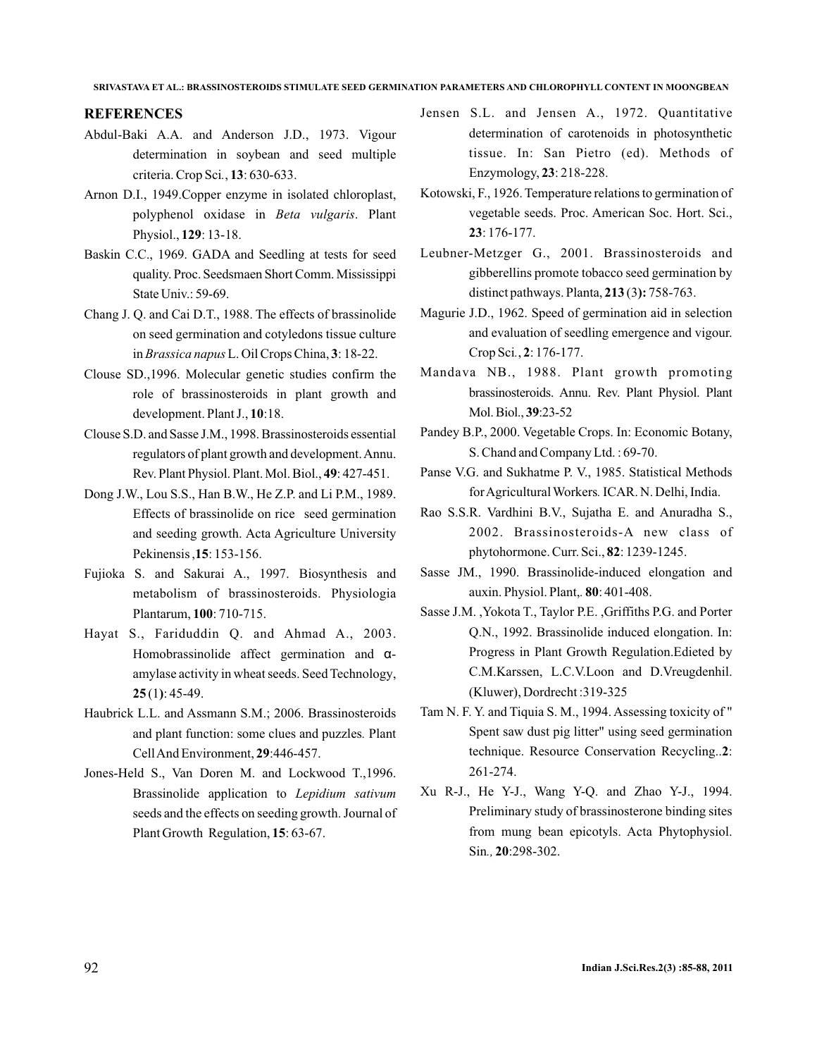## REFERENCES

Abdul-Baki A.A. and Anderson J.D., 1973. Vigour determination in soybean and seed multiple criteria. Crop Sci., **13**: 630-633.

Arnon D.I., 1949.Copper enzyme in isolated chloroplast, polyphenol oxidase in *Beta vulgaris*. Plant Physiol., **129**: 13-18.

Baskin C.C., 1969. GADA and Seedling at tests for seed quality. Proc. Seedsmaen Short Comm. Mississippi State Univ.: 59-69.

Chang J. Q. and Cai D.T., 1988. The effects of brassinolide on seed germination and cotyledons tissue culture in *Brassica napus* L. Oil Crops China, **3**: 18-22.

Clouse SD.,1996. Molecular genetic studies confirm the role of brassinosteroids in plant growth and development. Plant J., **10**:18.

Clouse S.D. and Sasse J.M., 1998. Brassinosteroids essential regulators of plant growth and development. Annu. Rev. Plant Physiol. Plant. Mol. Biol., **49**: 427-451.

Dong J.W., Lou S.S., Han B.W., He Z.P. and Li P.M., 1989. Effects of brassinolide on rice seed germination and seeding growth. Acta Agriculture University Pekinensis ,**15**: 153-156.

Fujioka S. and Sakurai A., 1997. Biosynthesis and metabolism of brassinosteroids. Physiologia Plantarum, **100**: 710-715.

Hayat S., Fariduddin Q. and Ahmad A., 2003. Homobrassinolide affect germination and α-amylase activity in wheat seeds. Seed Technology, **25** (1): 45-49.

Haubrick L.L. and Assmann S.M.; 2006. Brassinosteroids and plant function: some clues and puzzles. Plant Cell And Environment, **29**:446-457.

Jones-Held S., Van Doren M. and Lockwood T.,1996. Brassinolide application to *Lepidium sativum* seeds and the effects on seeding growth. Journal of Plant Growth Regulation, **15**: 63-67.

Jensen S.L. and Jensen A., 1972. Quantitative determination of carotenoids in photosynthetic tissue. In: San Pietro (ed). Methods of Enzymology, **23**: 218-228.

Kotowski, F., 1926. Temperature relations to germination of vegetable seeds. Proc. American Soc. Hort. Sci., **23**: 176-177.

Leubner-Metzger G., 2001. Brassinosteroids and gibberellins promote tobacco seed germination by distinct pathways. Planta, **213** (3)**:** 758-763.

Magurie J.D., 1962. Speed of germination aid in selection and evaluation of seedling emergence and vigour. Crop Sci., **2**: 176-177.

Mandava NB., 1988. Plant growth promoting brassinosteroids. Annu. Rev. Plant Physiol. Plant Mol. Biol., **39**:23-52

Pandey B.P., 2000. Vegetable Crops. In: Economic Botany, S. Chand and Company Ltd. : 69-70.

Panse V.G. and Sukhatme P. V., 1985. Statistical Methods for Agricultural Workers. ICAR. N. Delhi, India.

Rao S.S.R. Vardhini B.V., Sujatha E. and Anuradha S., 2002. Brassinosteroids-A new class of phytohormone. Curr. Sci., **82**: 1239-1245.

Sasse JM., 1990. Brassinolide-induced elongation and auxin. Physiol. Plant,. **80**: 401-408.

Sasse J.M. ,Yokota T., Taylor P.E. ,Griffiths P.G. and Porter Q.N., 1992. Brassinolide induced elongation. In: Progress in Plant Growth Regulation.Edieted by C.M.Karssen, L.C.V.Loon and D.Vreugdenhil. (Kluwer), Dordrecht :319-325

Tam N. F. Y. and Tiquia S. M., 1994. Assessing toxicity of " Spent saw dust pig litter" using seed germination technique. Resource Conservation Recycling..**2**: 261-274.

Xu R-J., He Y-J., Wang Y-Q. and Zhao Y-J., 1994. Preliminary study of brassinosterone binding sites from mung bean epicotyls. Acta Phytophysiol. Sin., **20**:298-302.